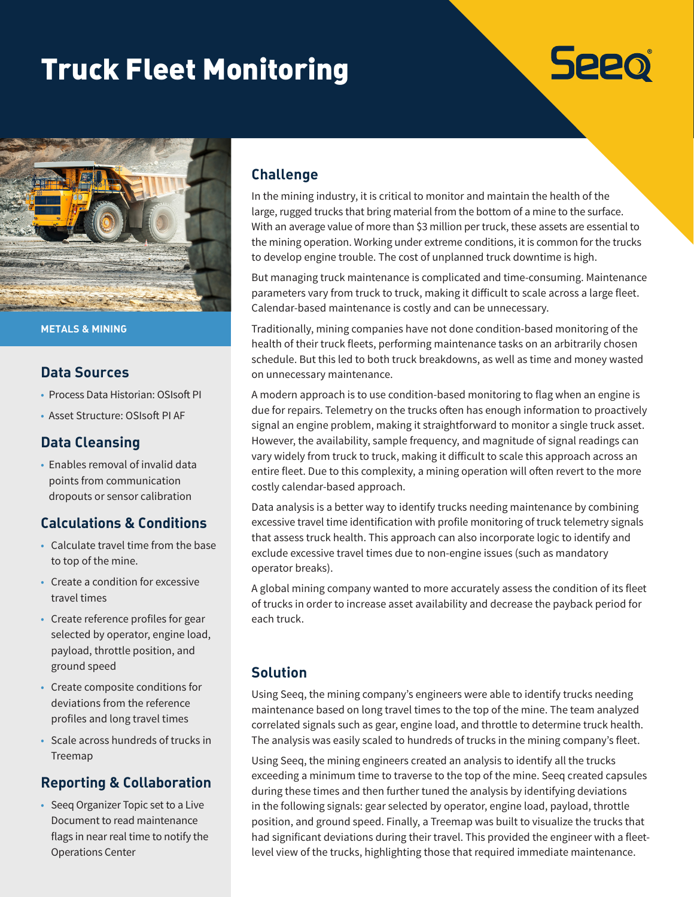# Truck Fleet Monitoring

Seeq®

METALS & MINING

## Data Sources

- Process Data Historian: OSIsoft PI
- Asset Structure: OSIsoft PI AF

## Data Cleansing

- Enables removal of invalid data points from communication dropouts or sensor calibration

## Calculations & Conditions

- Calculate travel time from the base to top of the mine.
- Create a condition for excessive travel times
- Create reference profiles for gear selected by operator, engine load, payload, throttle position, and ground speed
- Create composite conditions for deviations from the reference profiles and long travel times
- Scale across hundreds of trucks in Treemap

## Reporting & Collaboration

- Seeq Organizer Topic set to a Live Document to read maintenance flags in near real time to notify the Operations Center

## Challenge

In the mining industry, it is critical to monitor and maintain the health of the large, rugged trucks that bring material from the bottom of a mine to the surface. With an average value of more than $3 million per truck, these assets are essential to the mining operation. Working under extreme conditions, it is common for the trucks to develop engine trouble. The cost of unplanned truck downtime is high.

But managing truck maintenance is complicated and time-consuming. Maintenance parameters vary from truck to truck, making it difficult to scale across a large fleet. Calendar-based maintenance is costly and can be unnecessary.

Traditionally, mining companies have not done condition-based monitoring of the health of their truck fleets, performing maintenance tasks on an arbitrarily chosen schedule. But this led to both truck breakdowns, as well as time and money wasted on unnecessary maintenance.

A modern approach is to use condition-based monitoring to flag when an engine is due for repairs. Telemetry on the trucks often has enough information to proactively signal an engine problem, making it straightforward to monitor a single truck asset. However, the availability, sample frequency, and magnitude of signal readings can vary widely from truck to truck, making it difficult to scale this approach across an entire fleet. Due to this complexity, a mining operation will often revert to the more costly calendar-based approach.

Data analysis is a better way to identify trucks needing maintenance by combining excessive travel time identification with profile monitoring of truck telemetry signals that assess truck health. This approach can also incorporate logic to identify and exclude excessive travel times due to non-engine issues (such as mandatory operator breaks).

A global mining company wanted to more accurately assess the condition of its fleet of trucks in order to increase asset availability and decrease the payback period for each truck.

## Solution

Using Seeq, the mining company's engineers were able to identify trucks needing maintenance based on long travel times to the top of the mine. The team analyzed correlated signals such as gear, engine load, and throttle to determine truck health. The analysis was easily scaled to hundreds of trucks in the mining company's fleet.

Using Seeq, the mining engineers created an analysis to identify all the trucks exceeding a minimum time to traverse to the top of the mine. Seeq created capsules during these times and then further tuned the analysis by identifying deviations in the following signals: gear selected by operator, engine load, payload, throttle position, and ground speed. Finally, a Treemap was built to visualize the trucks that had significant deviations during their travel. This provided the engineer with a fleet-level view of the trucks, highlighting those that required immediate maintenance.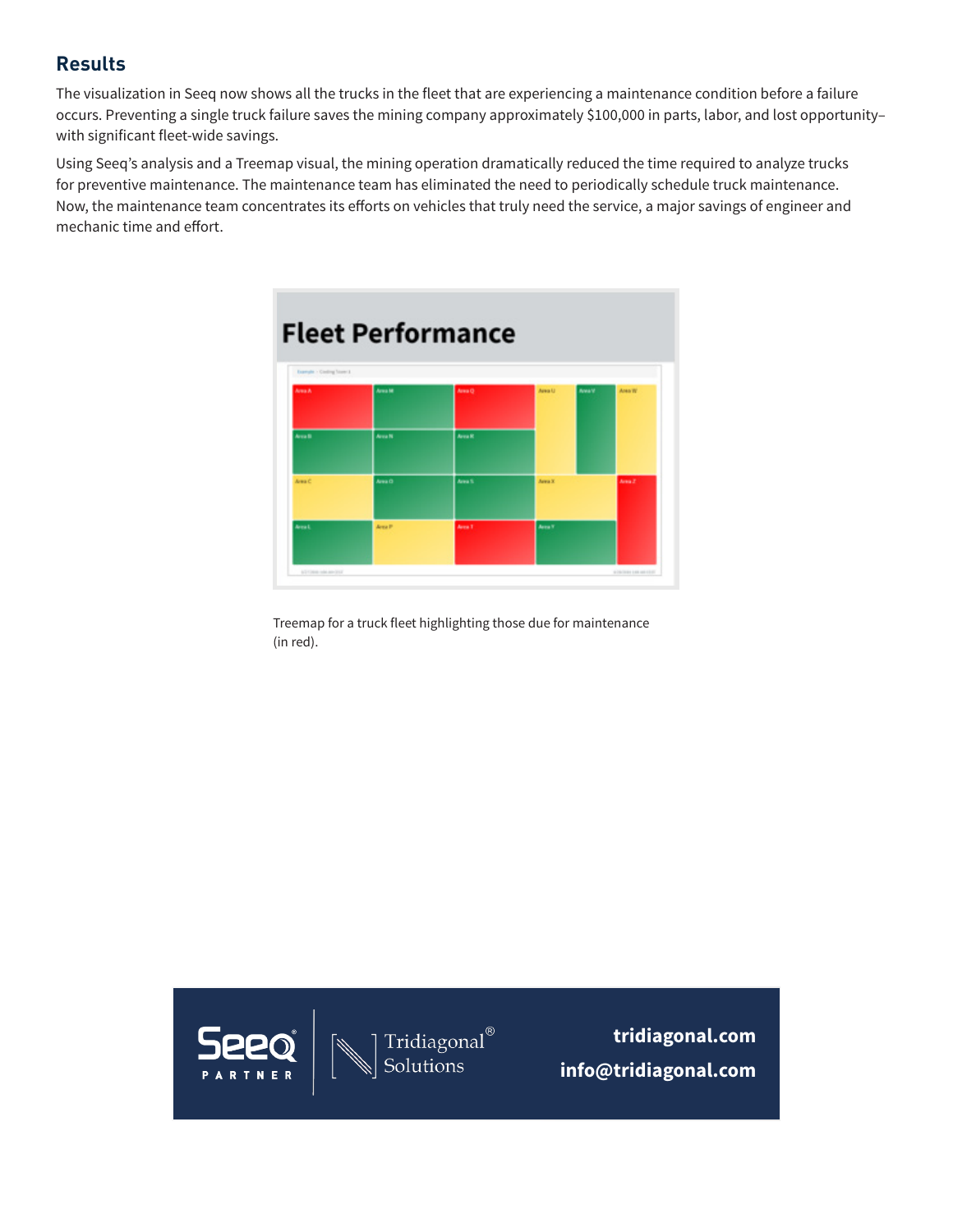## Results

The visualization in Seeq now shows all the trucks in the fleet that are experiencing a maintenance condition before a failure occurs. Preventing a single truck failure saves the mining company approximately $100,000 in parts, labor, and lost opportunity–with significant fleet-wide savings.

Using Seeq's analysis and a Treemap visual, the mining operation dramatically reduced the time required to analyze trucks for preventive maintenance. The maintenance team has eliminated the need to periodically schedule truck maintenance. Now, the maintenance team concentrates its efforts on vehicles that truly need the service, a major savings of engineer and mechanic time and effort.

Fleet Performance

Area A
Area M
Area Q
Area U
Area V
Area W
Area B
Area N
Area R
Area C
Area O
Area S
Area X
Area Z
Area L
Area P
Area T
Area Y

Treemap for a truck fleet highlighting those due for maintenance (in red).

Seeq PARTNER

Tridiagonal Solutions

**tridiagonal.com**
**info@tridiagonal.com**